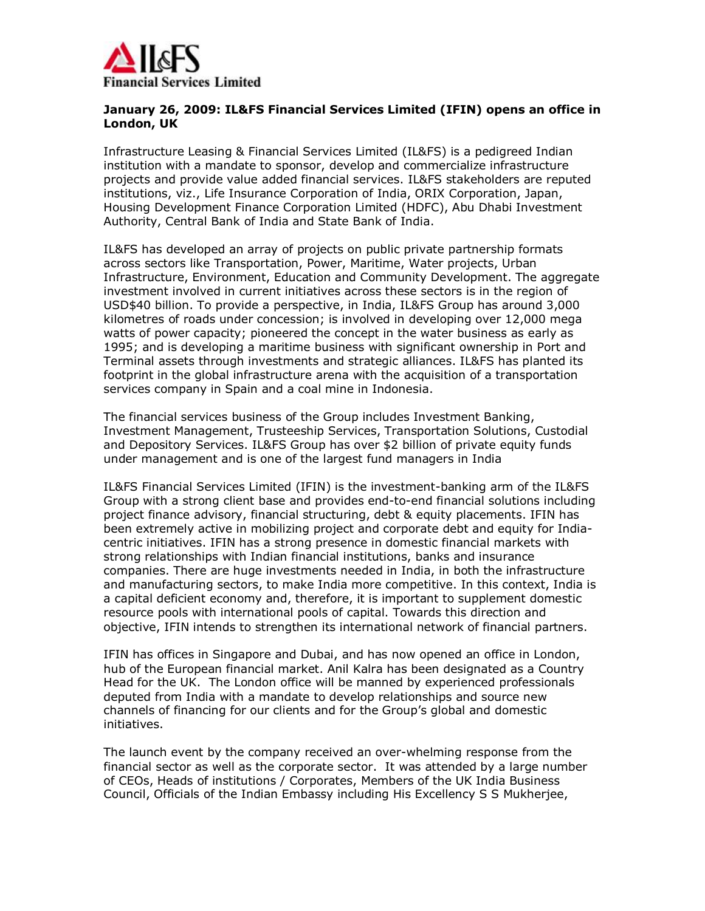**IL&FS Financial Services Limited**

**January 26, 2009: IL&FS Financial Services Limited (IFIN) opens an office in London, UK**

Infrastructure Leasing & Financial Services Limited (IL&FS) is a pedigreed Indian institution with a mandate to sponsor, develop and commercialize infrastructure projects and provide value added financial services. IL&FS stakeholders are reputed institutions, viz., Life Insurance Corporation of India, ORIX Corporation, Japan, Housing Development Finance Corporation Limited (HDFC), Abu Dhabi Investment Authority, Central Bank of India and State Bank of India.

IL&FS has developed an array of projects on public private partnership formats across sectors like Transportation, Power, Maritime, Water projects, Urban Infrastructure, Environment, Education and Community Development. The aggregate investment involved in current initiatives across these sectors is in the region of USD$40 billion. To provide a perspective, in India, IL&FS Group has around 3,000 kilometres of roads under concession; is involved in developing over 12,000 mega watts of power capacity; pioneered the concept in the water business as early as 1995; and is developing a maritime business with significant ownership in Port and Terminal assets through investments and strategic alliances. IL&FS has planted its footprint in the global infrastructure arena with the acquisition of a transportation services company in Spain and a coal mine in Indonesia.

The financial services business of the Group includes Investment Banking, Investment Management, Trusteeship Services, Transportation Solutions, Custodial and Depository Services. IL&FS Group has over $2 billion of private equity funds under management and is one of the largest fund managers in India

IL&FS Financial Services Limited (IFIN) is the investment-banking arm of the IL&FS Group with a strong client base and provides end-to-end financial solutions including project finance advisory, financial structuring, debt & equity placements. IFIN has been extremely active in mobilizing project and corporate debt and equity for India-centric initiatives. IFIN has a strong presence in domestic financial markets with strong relationships with Indian financial institutions, banks and insurance companies. There are huge investments needed in India, in both the infrastructure and manufacturing sectors, to make India more competitive. In this context, India is a capital deficient economy and, therefore, it is important to supplement domestic resource pools with international pools of capital. Towards this direction and objective, IFIN intends to strengthen its international network of financial partners.

IFIN has offices in Singapore and Dubai, and has now opened an office in London, hub of the European financial market. Anil Kalra has been designated as a Country Head for the UK. The London office will be manned by experienced professionals deputed from India with a mandate to develop relationships and source new channels of financing for our clients and for the Group's global and domestic initiatives.

The launch event by the company received an over-whelming response from the financial sector as well as the corporate sector. It was attended by a large number of CEOs, Heads of institutions / Corporates, Members of the UK India Business Council, Officials of the Indian Embassy including His Excellency S S Mukherjee,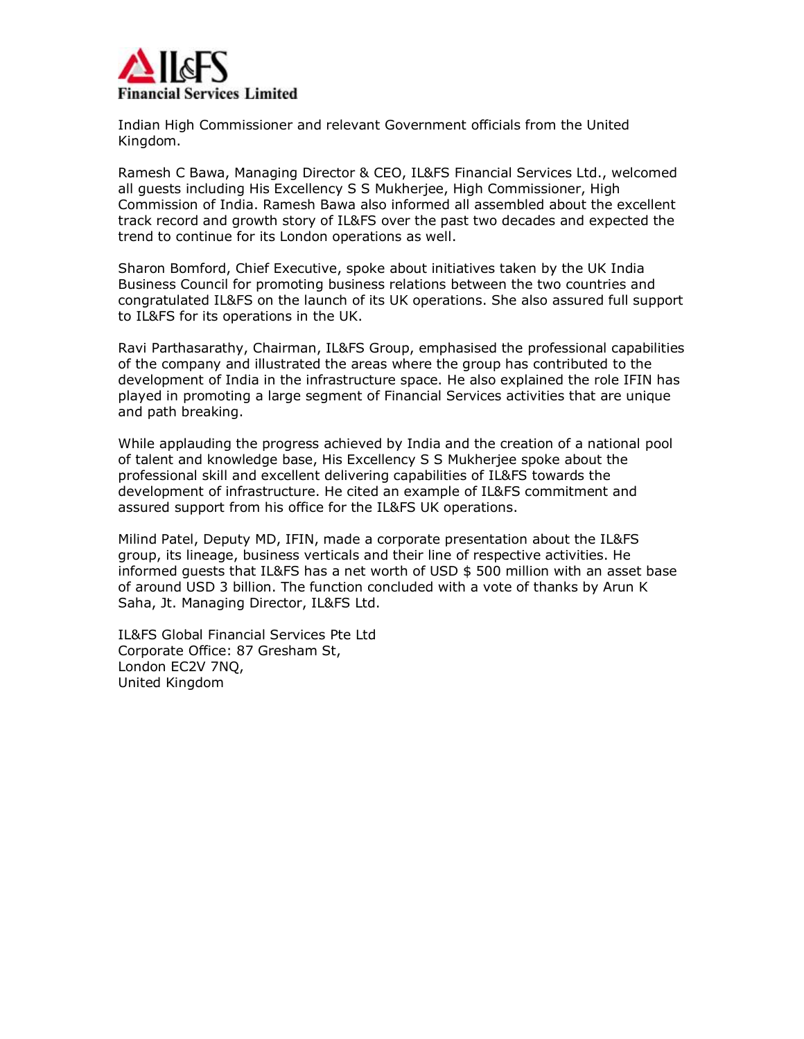Indian High Commissioner and relevant Government officials from the United Kingdom.

Ramesh C Bawa, Managing Director & CEO, IL&FS Financial Services Ltd., welcomed all guests including His Excellency S S Mukherjee, High Commissioner, High Commission of India. Ramesh Bawa also informed all assembled about the excellent track record and growth story of IL&FS over the past two decades and expected the trend to continue for its London operations as well.

Sharon Bomford, Chief Executive, spoke about initiatives taken by the UK India Business Council for promoting business relations between the two countries and congratulated IL&FS on the launch of its UK operations. She also assured full support to IL&FS for its operations in the UK.

Ravi Parthasarathy, Chairman, IL&FS Group, emphasised the professional capabilities of the company and illustrated the areas where the group has contributed to the development of India in the infrastructure space. He also explained the role IFIN has played in promoting a large segment of Financial Services activities that are unique and path breaking.

While applauding the progress achieved by India and the creation of a national pool of talent and knowledge base, His Excellency S S Mukherjee spoke about the professional skill and excellent delivering capabilities of IL&FS towards the development of infrastructure. He cited an example of IL&FS commitment and assured support from his office for the IL&FS UK operations.

Milind Patel, Deputy MD, IFIN, made a corporate presentation about the IL&FS group, its lineage, business verticals and their line of respective activities. He informed guests that IL&FS has a net worth of USD $ 500 million with an asset base of around USD 3 billion. The function concluded with a vote of thanks by Arun K Saha, Jt. Managing Director, IL&FS Ltd.

IL&FS Global Financial Services Pte Ltd
Corporate Office: 87 Gresham St,
London EC2V 7NQ,
United Kingdom